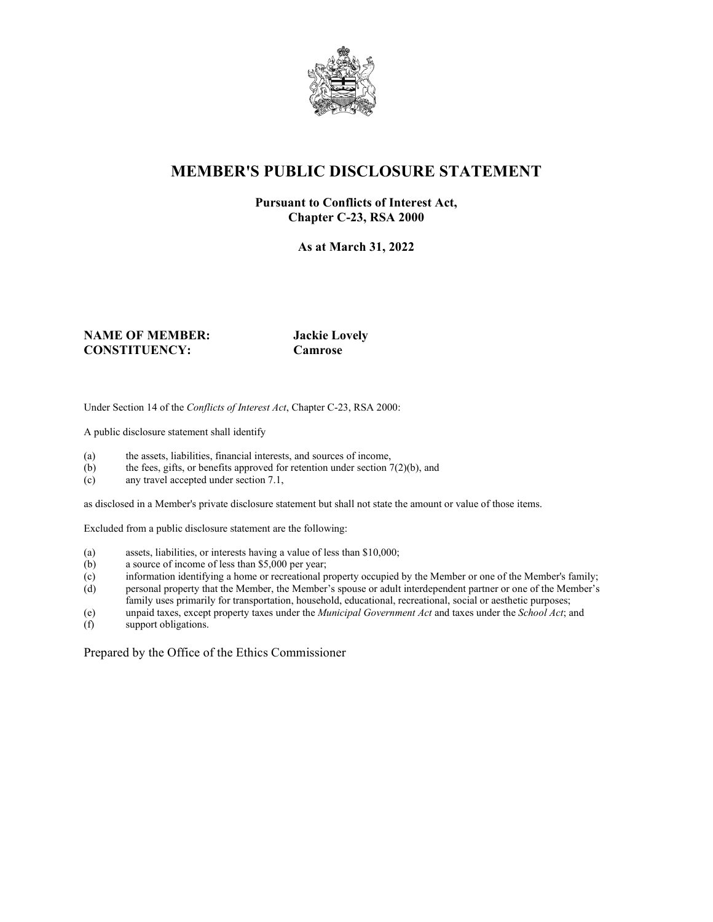# MEMBER'S PUBLIC DISCLOSURE STATEMENT

**Pursuant to Conflicts of Interest Act, Chapter C-23, RSA 2000**

**As at March 31, 2022**

**NAME OF MEMBER:** **Jackie Lovely**
**CONSTITUENCY:** **Camrose**

Under Section 14 of the *Conflicts of Interest Act*, Chapter C-23, RSA 2000:

A public disclosure statement shall identify

(a) the assets, liabilities, financial interests, and sources of income,
(b) the fees, gifts, or benefits approved for retention under section 7(2)(b), and
(c) any travel accepted under section 7.1,

as disclosed in a Member's private disclosure statement but shall not state the amount or value of those items.

Excluded from a public disclosure statement are the following:

(a) assets, liabilities, or interests having a value of less than $10,000;
(b) a source of income of less than $5,000 per year;
(c) information identifying a home or recreational property occupied by the Member or one of the Member's family;
(d) personal property that the Member, the Member's spouse or adult interdependent partner or one of the Member's family uses primarily for transportation, household, educational, recreational, social or aesthetic purposes;
(e) unpaid taxes, except property taxes under the *Municipal Government Act* and taxes under the *School Act*; and
(f) support obligations.

Prepared by the Office of the Ethics Commissioner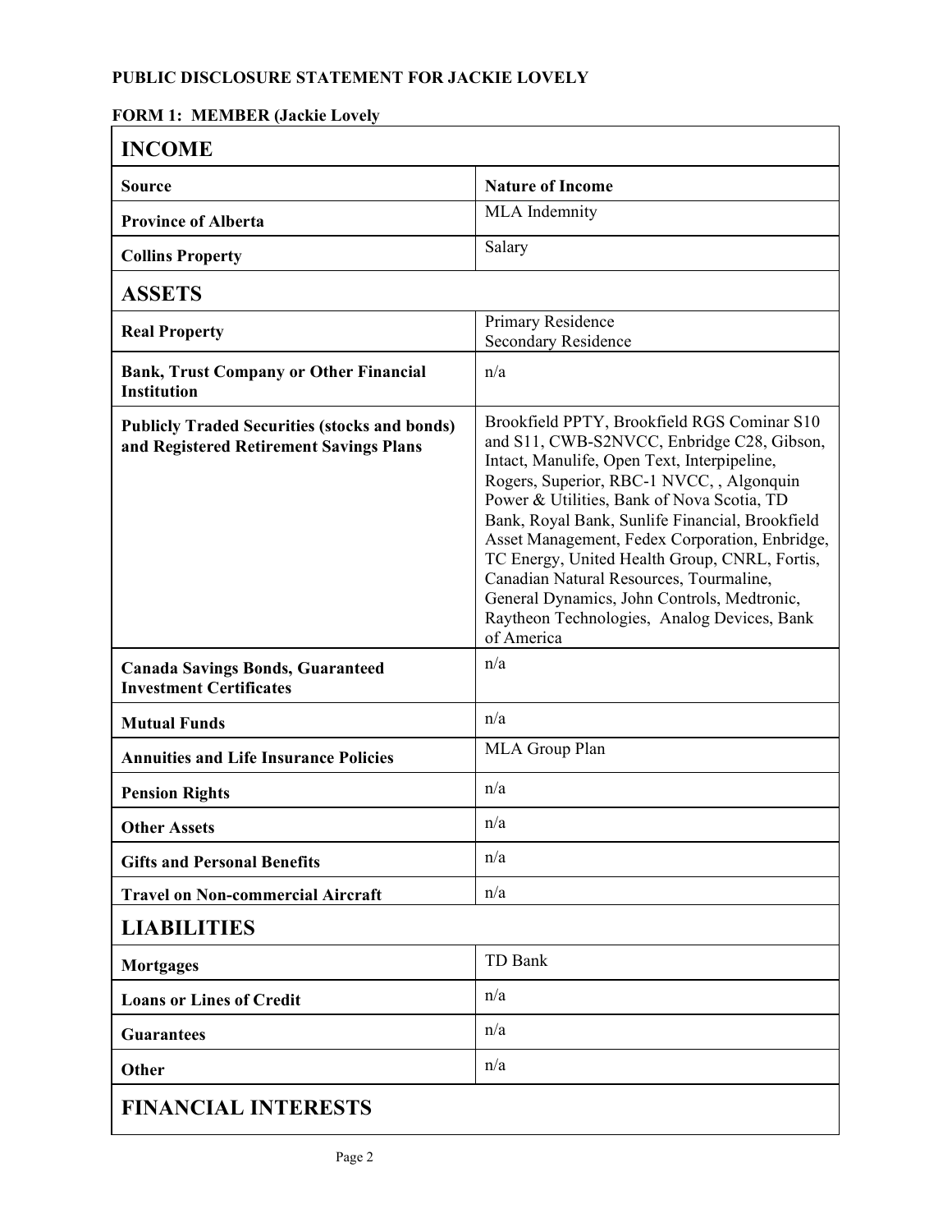**PUBLIC DISCLOSURE STATEMENT FOR JACKIE LOVELY**

**FORM 1: MEMBER (Jackie Lovely**

| **INCOME** | |
|---|---|
| **Source** | **Nature of Income** |
| **Province of Alberta** | MLA Indemnity |
| **Collins Property** | Salary |
| **ASSETS** | |
| **Real Property** | Primary Residence<br>Secondary Residence |
| **Bank, Trust Company or Other Financial Institution** | n/a |
| **Publicly Traded Securities (stocks and bonds) and Registered Retirement Savings Plans** | Brookfield PPTY, Brookfield RGS Cominar S10 and S11, CWB-S2NVCC, Enbridge C28, Gibson, Intact, Manulife, Open Text, Interpipeline, Rogers, Superior, RBC-1 NVCC, , Algonquin Power & Utilities, Bank of Nova Scotia, TD Bank, Royal Bank, Sunlife Financial, Brookfield Asset Management, Fedex Corporation, Enbridge, TC Energy, United Health Group, CNRL, Fortis, Canadian Natural Resources, Tourmaline, General Dynamics, John Controls, Medtronic, Raytheon Technologies, Analog Devices, Bank of America |
| **Canada Savings Bonds, Guaranteed Investment Certificates** | n/a |
| **Mutual Funds** | n/a |
| **Annuities and Life Insurance Policies** | MLA Group Plan |
| **Pension Rights** | n/a |
| **Other Assets** | n/a |
| **Gifts and Personal Benefits** | n/a |
| **Travel on Non-commercial Aircraft** | n/a |
| **LIABILITIES** | |
| **Mortgages** | TD Bank |
| **Loans or Lines of Credit** | n/a |
| **Guarantees** | n/a |
| **Other** | n/a |
| **FINANCIAL INTERESTS** | |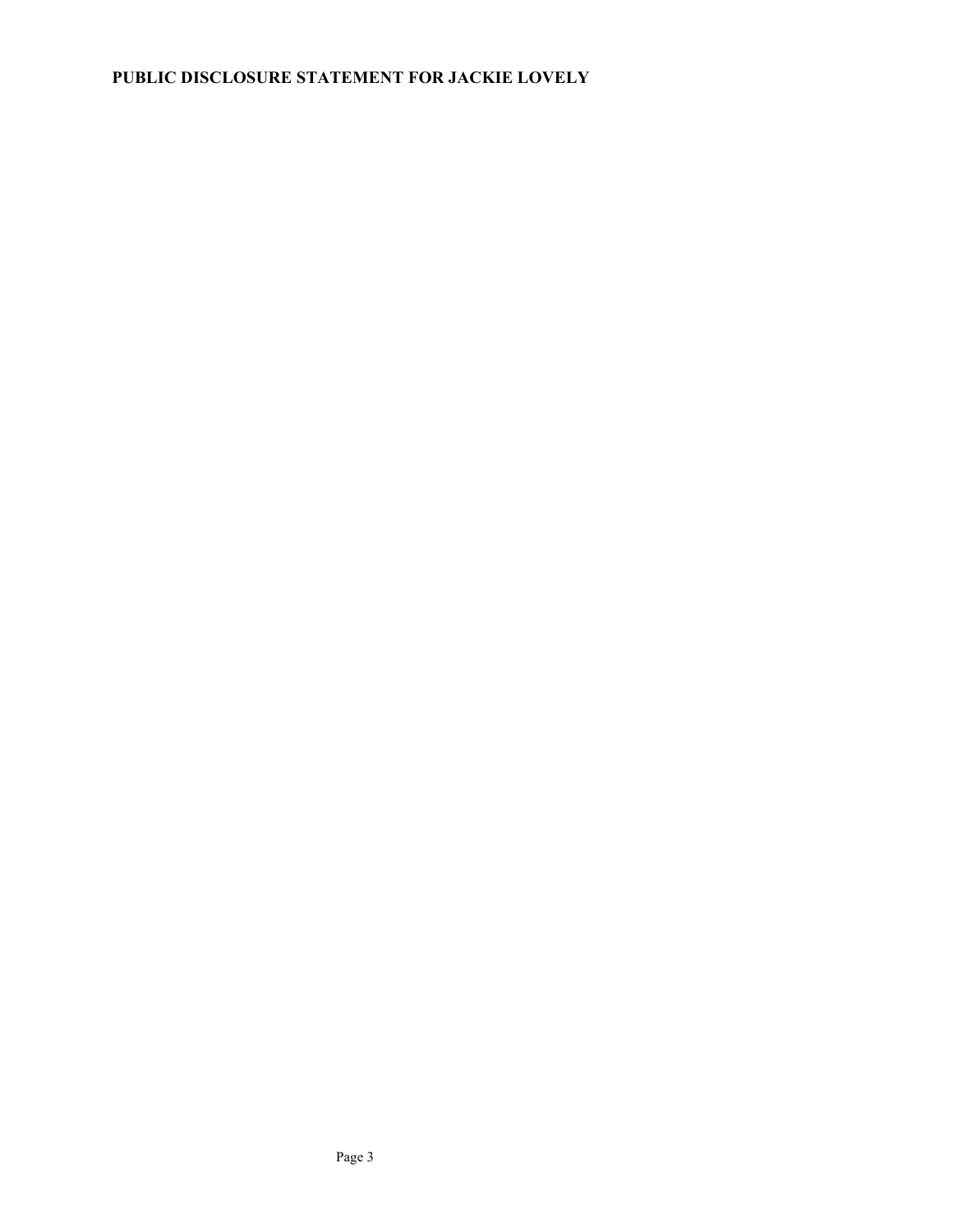**PUBLIC DISCLOSURE STATEMENT FOR JACKIE LOVELY**